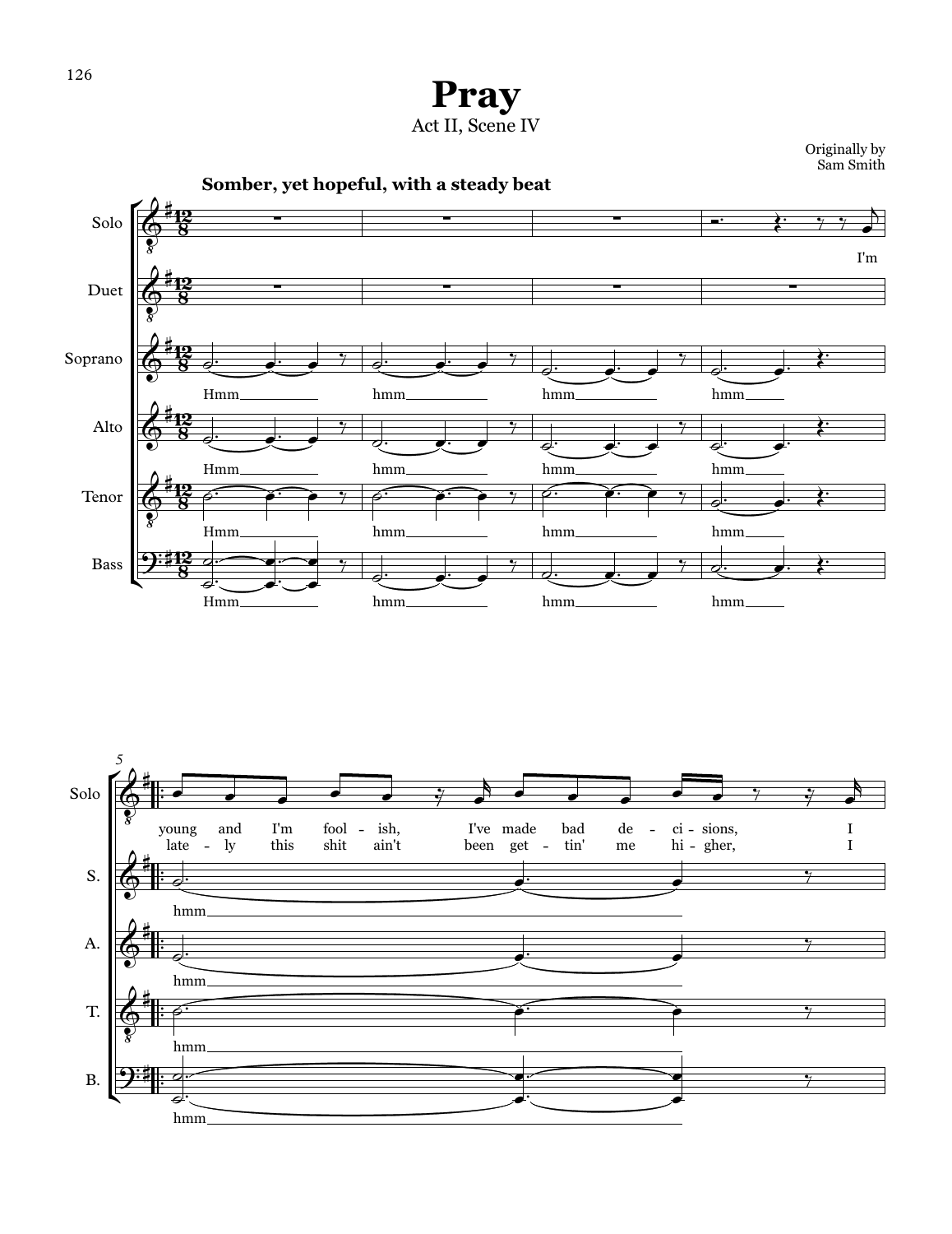# Pray

Act II, Scene IV

Originally by
Sam Smith

**Somber, yet hopeful, with a steady beat**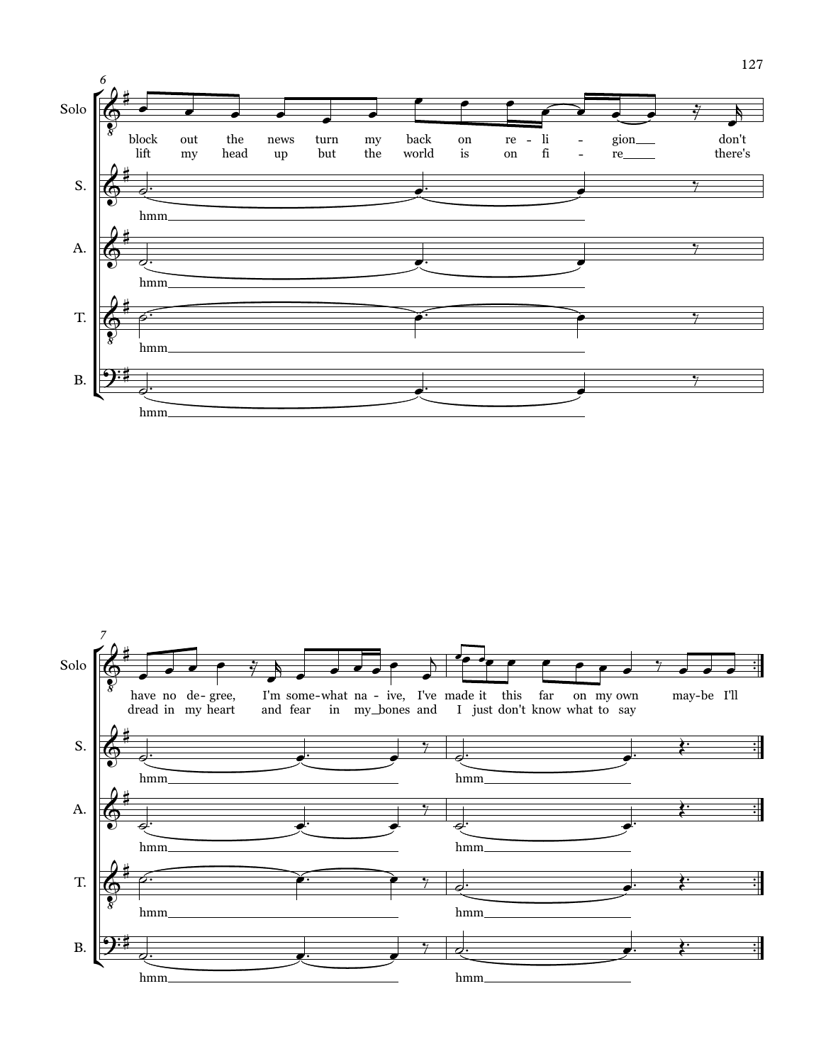6

**Solo**

block out the news turn my back on re - li - gion don't
lift my head up but the world is on fi - re there's

**S.** hmm

**A.** hmm

**T.** hmm

**B.** hmm

7

**Solo**

have no de - gree, I'm some - what na - ive, I've made it this far on my own may - be I'll
dread in my heart and fear in my bones and I just don't know what to say

**S.** hmm hmm

**A.** hmm hmm

**T.** hmm hmm

**B.** hmm hmm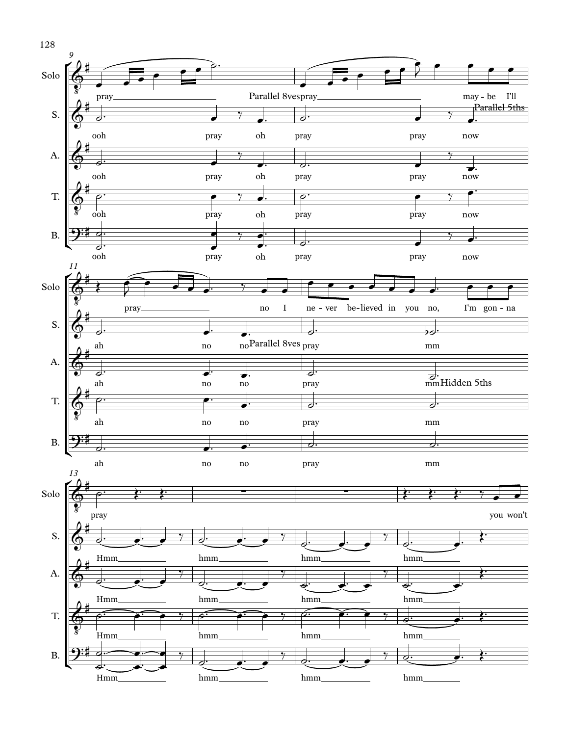**9**

Solo: pray — pray — may - be I'll

S.: ooh pray oh pray pray now

A.: ooh pray oh pray pray now

T.: ooh pray oh pray pray now

B.: ooh pray oh pray pray now

Parallel 8ves

Parallel 5ths

**11**

Solo: pray — no I ne - ver be - lieved in you no, I'm gon - na

S.: ah no no pray mm

A.: ah no no pray mm

T.: ah no no pray mm

B.: ah no no pray mm

Parallel 8ves

Hidden 5ths

**13**

Solo: pray you won't

S.: Hmm — hmm — hmm — hmm —

A.: Hmm — hmm — hmm — hmm —

T.: Hmm — hmm — hmm — hmm —

B.: Hmm — hmm — hmm — hmm —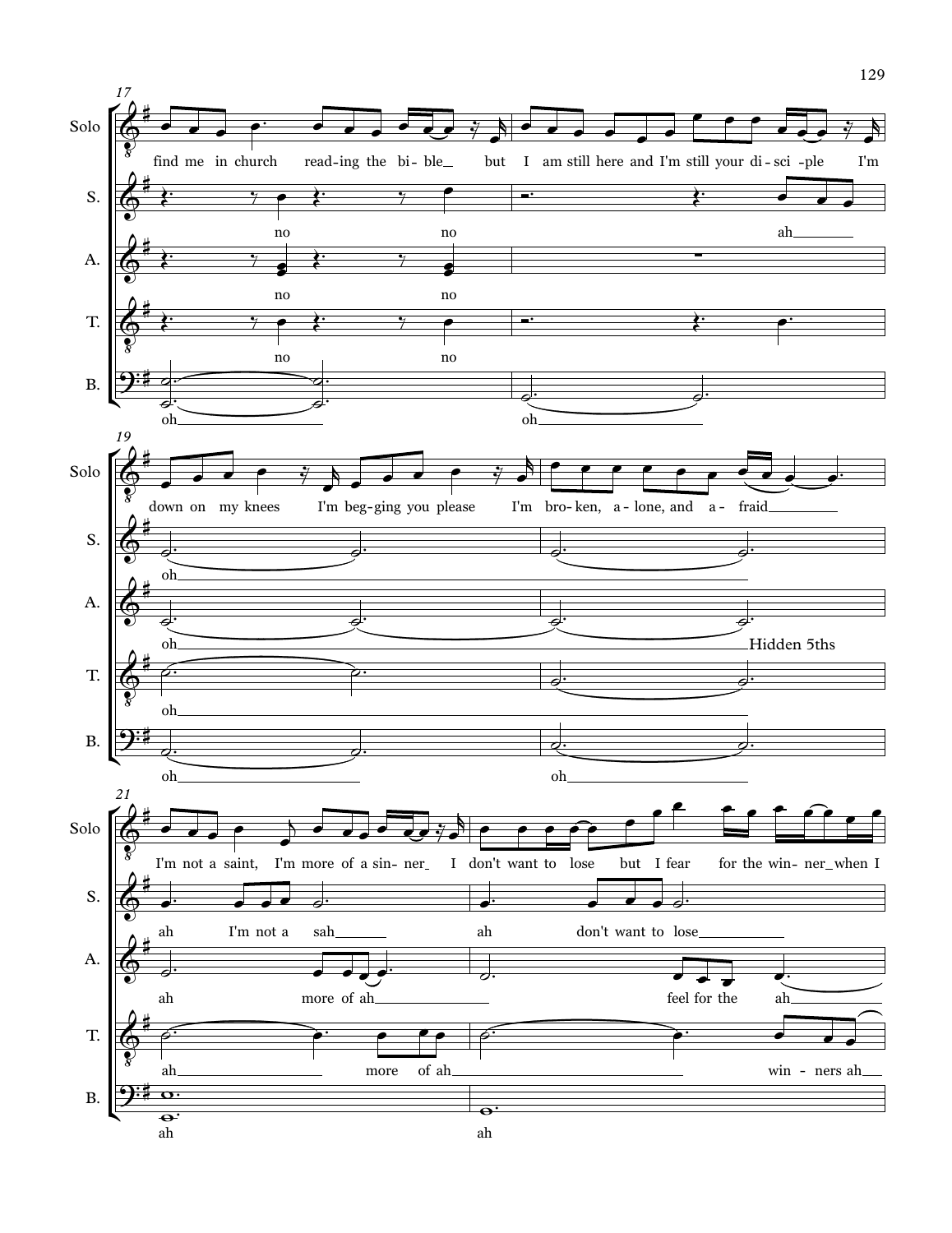**17**

Solo: find me in church reading the bi-ble_ but I am still here and I'm still your di-sci-ple I'm

S.: no no ah

A.: no no

T.: no no

B.: oh oh

**19**

Solo: down on my knees I'm beg-ging you please I'm bro-ken, a-lone, and a-fraid

S.: oh

A.: oh Hidden 5ths

T.: oh

B.: oh oh

**21**

Solo: I'm not a saint, I'm more of a sin-ner_ I don't want to lose but I fear for the win-ner_when I

S.: ah I'm not a sah ah don't want to lose

A.: ah more of ah feel for the ah

T.: ah more of ah win-ners ah

B.: ah ah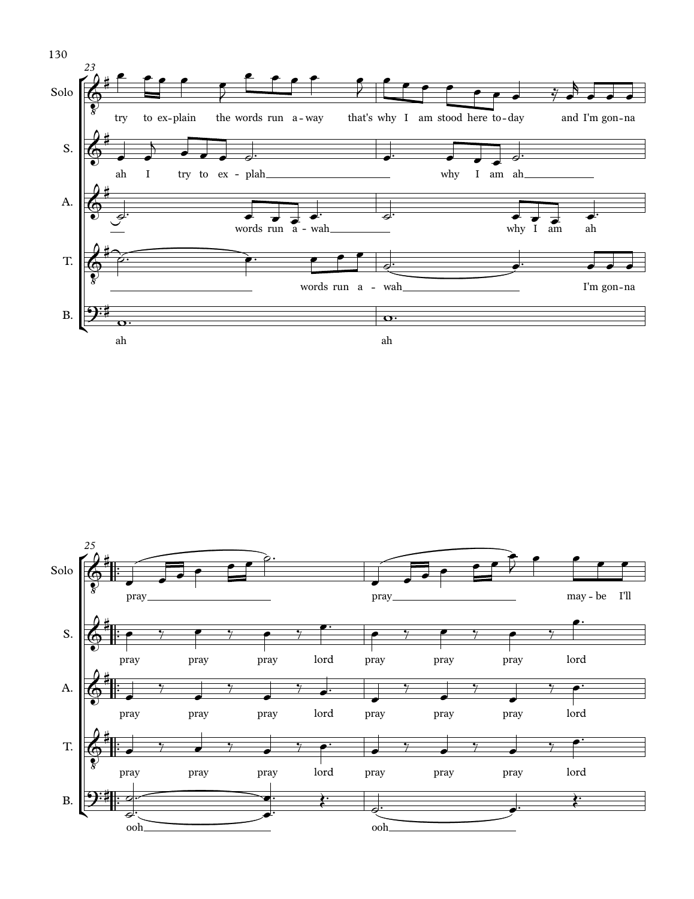**23**

Solo: try to ex-plain the words run a-way that's why I am stood here to-day and I'm gon-na

S.: ah I try to ex - plah why I am ah

A.: words run a - wah why I am ah

T.: words run a - wah I'm gon-na

B.: ah ah

**25**

Solo: pray pray may - be I'll

S.: pray pray pray lord pray pray pray lord

A.: pray pray pray lord pray pray pray lord

T.: pray pray pray lord pray pray pray lord

B.: ooh ooh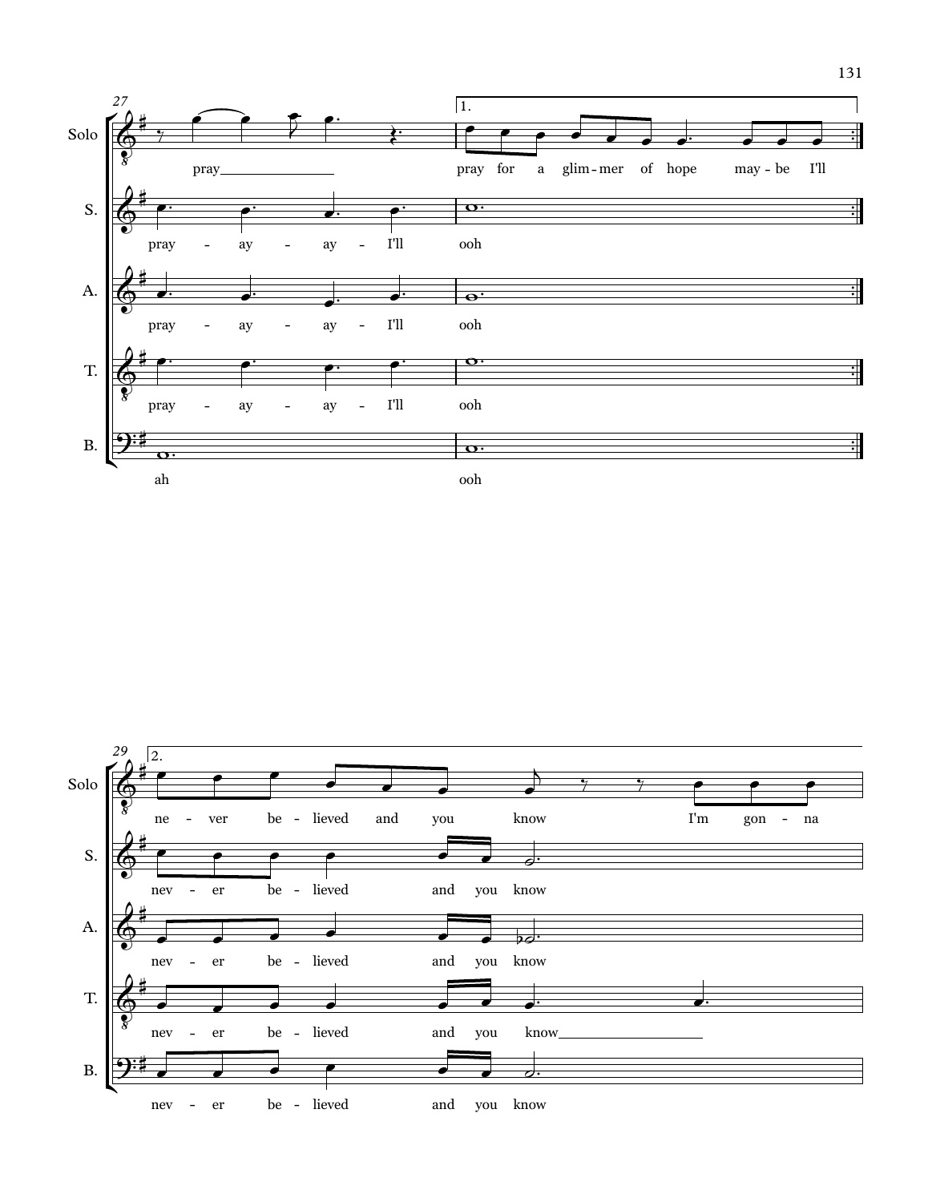**Measure 27**

Solo: pray ——— 

S.: pray - ay - ay - I'll

A.: pray - ay - ay - I'll

T.: pray - ay - ay - I'll

B.: ah

**1.**

Solo: pray for a glim - mer of hope may - be I'll

S.: ooh

A.: ooh

T.: ooh

B.: ooh

**Measure 29 — 2.**

Solo: ne - ver be - lieved and you know I'm gon - na

S.: nev - er be - lieved and you know

A.: nev - er be - lieved and you know

T.: nev - er be - lieved and you know ———

B.: nev - er be - lieved and you know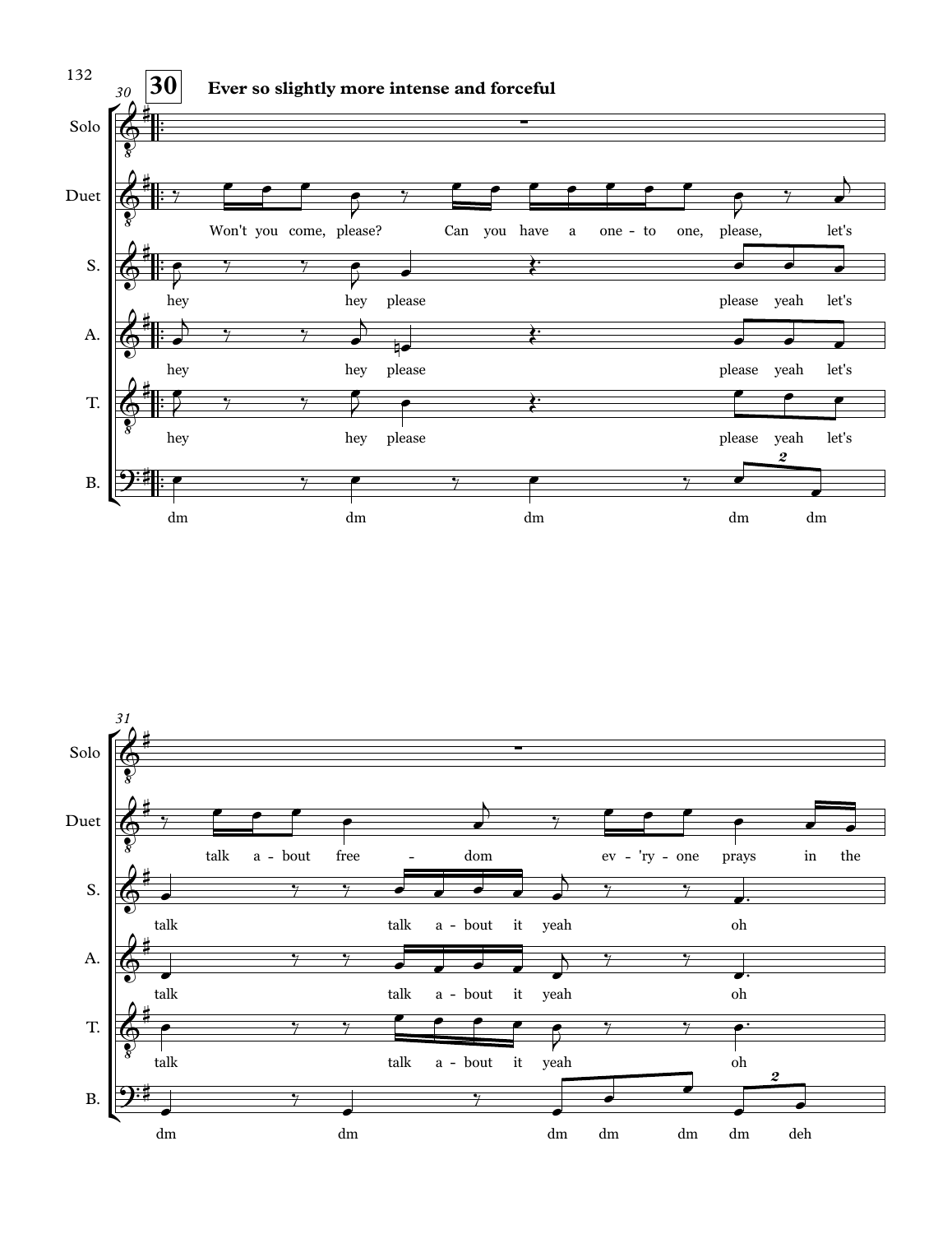**30** **Ever so slightly more intense and forceful**

Solo

Duet: Won't you come, please? Can you have a one - to one, please, let's talk a - bout free - dom ev - 'ry - one prays in the

S.: hey hey please please yeah let's talk talk a - bout it yeah oh

A.: hey hey please please yeah let's talk talk a - bout it yeah oh

T.: hey hey please please yeah let's talk talk a - bout it yeah oh

B.: dm dm dm dm dm dm dm dm dm dm dm deh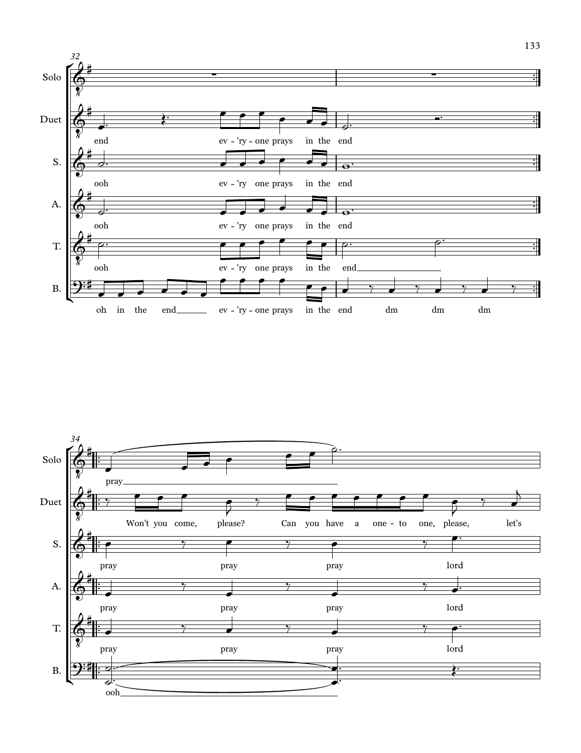32

Solo

Duet: end ev - 'ry - one prays in the end

S.: ooh ev - 'ry one prays in the end

A.: ooh ev - 'ry one prays in the end

T.: ooh ev - 'ry one prays in the end

B.: oh in the end ev - 'ry - one prays in the end dm dm dm

34

Solo: pray

Duet: Won't you come, please? Can you have a one - to one, please, let's

S.: pray pray pray lord

A.: pray pray pray lord

T.: pray pray pray lord

B.: ooh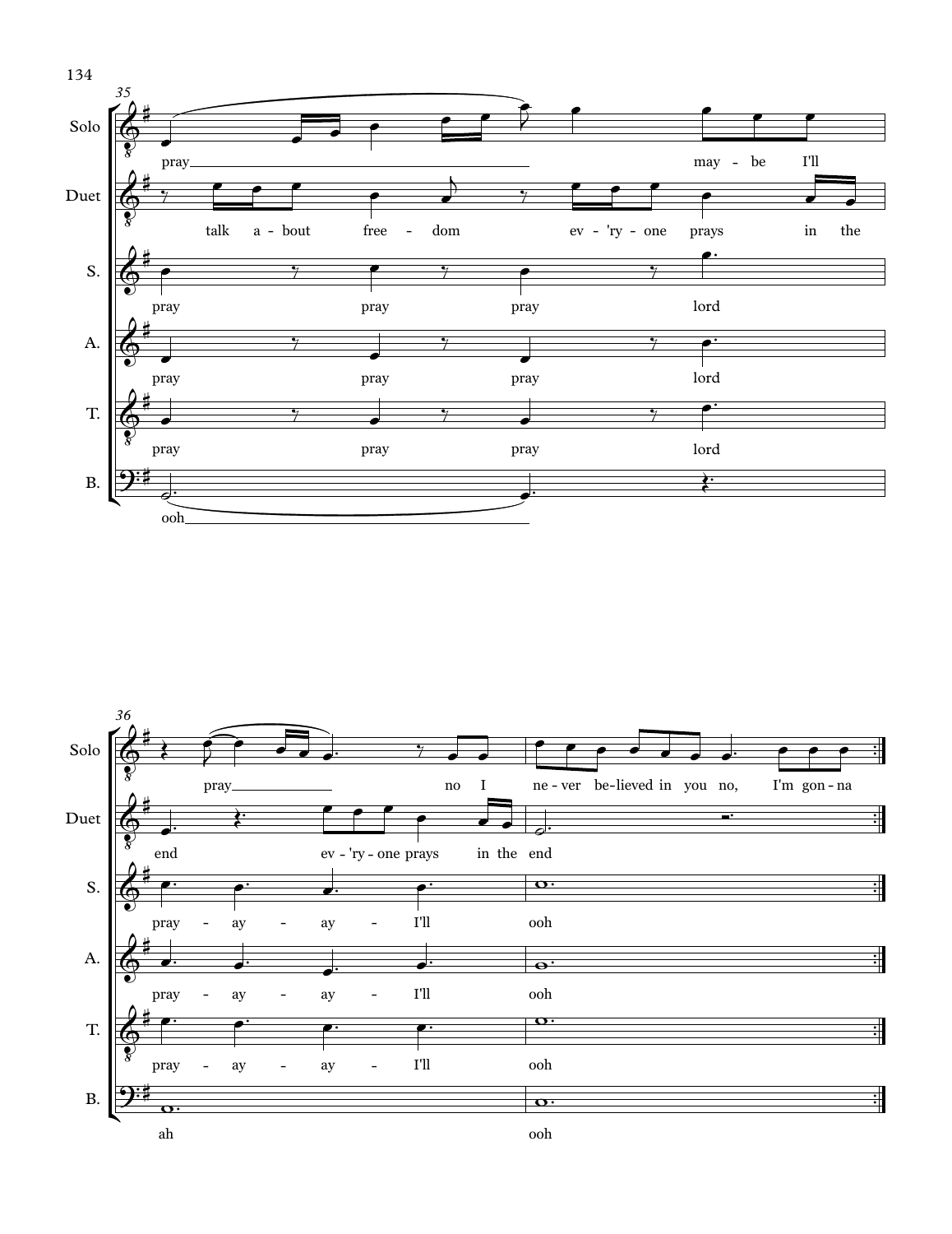**35**

Solo: pray ___ may - be I'll

Duet: talk a - bout free - dom ev - 'ry - one prays in the

S.: pray pray pray lord

A.: pray pray pray lord

T.: pray pray pray lord

B.: ooh ___

**36**

Solo: pray ___ no I ne - ver be - lieved in you no, I'm gon - na

Duet: end ev - 'ry - one prays in the end

S.: pray - ay - ay - I'll ooh

A.: pray - ay - ay - I'll ooh

T.: pray - ay - ay - I'll ooh

B.: ah ooh